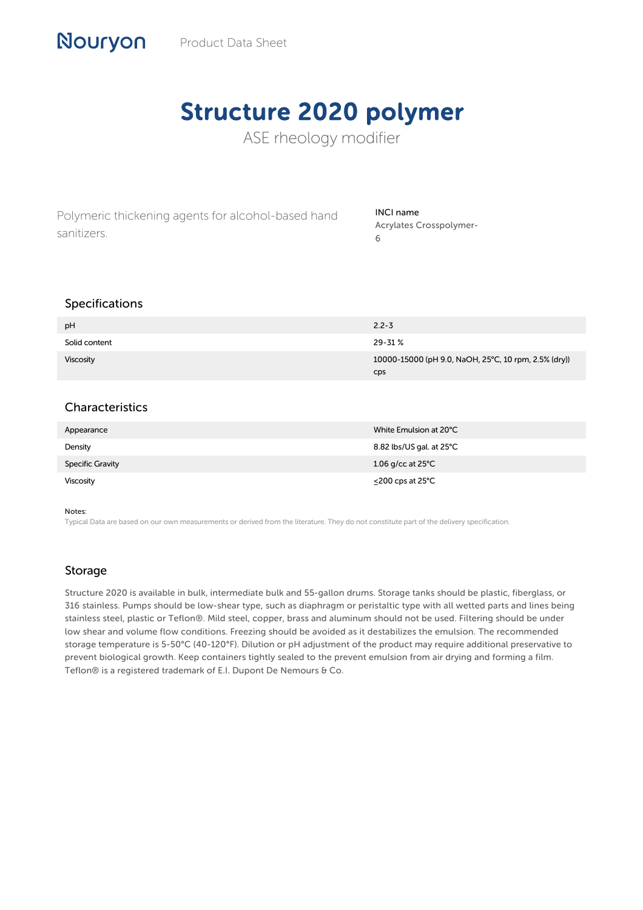Nouryon Product Data Sheet

# Structure 2020 polymer

ASE rheology modifier

Polymeric thickening agents for alcohol-based hand sanitizers.

**INCI name**
Acrylates Crosspolymer-6

## Specifications

| | |
|---|---|
| pH | 2.2-3 |
| Solid content | 29-31 % |
| Viscosity | 10000-15000 (pH 9.0, NaOH, 25°C, 10 rpm, 2.5% (dry)) cps |

## Characteristics

| | |
|---|---|
| Appearance | White Emulsion at 20°C |
| Density | 8.82 lbs/US gal. at 25°C |
| Specific Gravity | 1.06 g/cc at 25°C |
| Viscosity | ≤200 cps at 25°C |

Notes:
Typical Data are based on our own measurements or derived from the literature. They do not constitute part of the delivery specification.

## Storage

Structure 2020 is available in bulk, intermediate bulk and 55-gallon drums. Storage tanks should be plastic, fiberglass, or 316 stainless. Pumps should be low-shear type, such as diaphragm or peristaltic type with all wetted parts and lines being stainless steel, plastic or Teflon®. Mild steel, copper, brass and aluminum should not be used. Filtering should be under low shear and volume flow conditions. Freezing should be avoided as it destabilizes the emulsion. The recommended storage temperature is 5-50°C (40-120°F). Dilution or pH adjustment of the product may require additional preservative to prevent biological growth. Keep containers tightly sealed to the prevent emulsion from air drying and forming a film. Teflon® is a registered trademark of E.I. Dupont De Nemours & Co.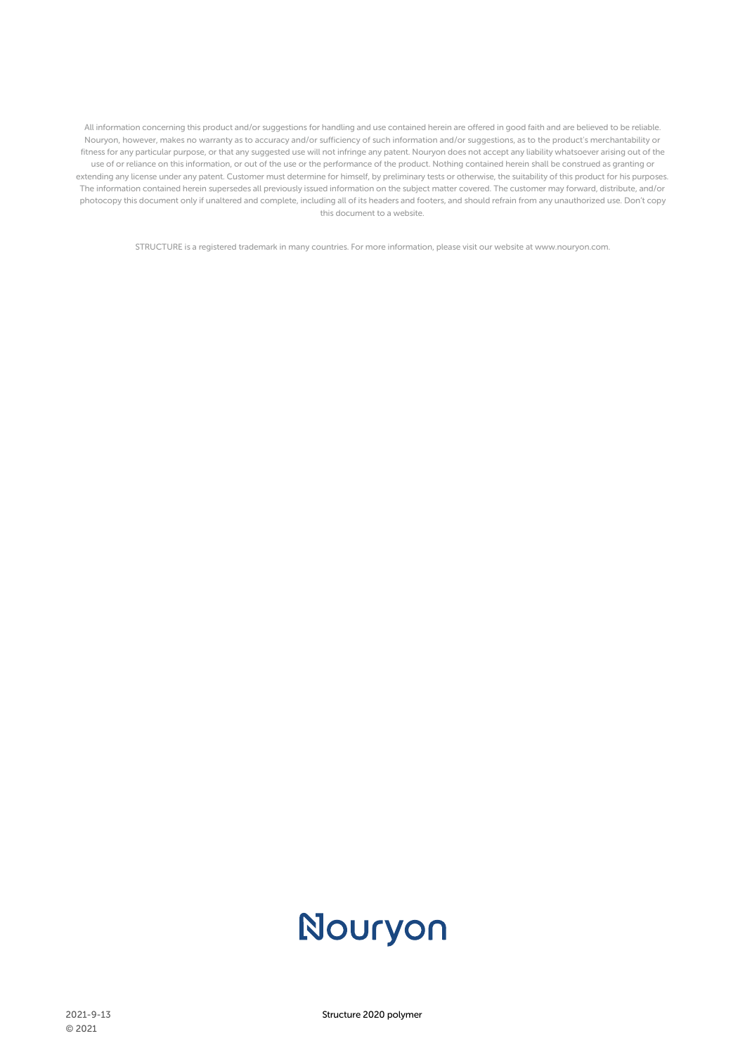All information concerning this product and/or suggestions for handling and use contained herein are offered in good faith and are believed to be reliable. Nouryon, however, makes no warranty as to accuracy and/or sufficiency of such information and/or suggestions, as to the product's merchantability or fitness for any particular purpose, or that any suggested use will not infringe any patent. Nouryon does not accept any liability whatsoever arising out of the use of or reliance on this information, or out of the use or the performance of the product. Nothing contained herein shall be construed as granting or extending any license under any patent. Customer must determine for himself, by preliminary tests or otherwise, the suitability of this product for his purposes. The information contained herein supersedes all previously issued information on the subject matter covered. The customer may forward, distribute, and/or photocopy this document only if unaltered and complete, including all of its headers and footers, and should refrain from any unauthorized use. Don't copy this document to a website.

STRUCTURE is a registered trademark in many countries. For more information, please visit our website at www.nouryon.com.

Nouryon

2021-9-13
© 2021